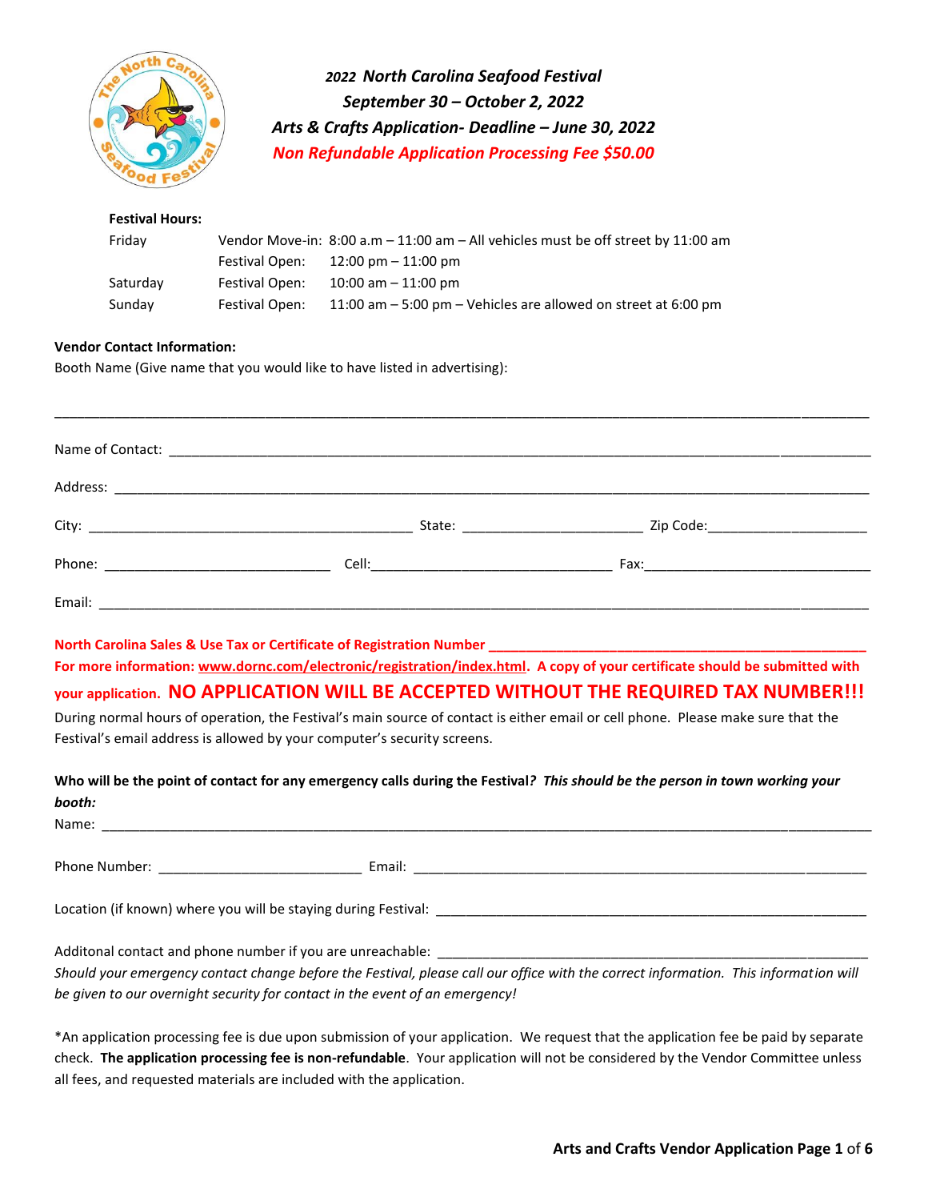# *2022 North Carolina Seafood Festival*

## *September 30 – October 2, 2022*

## *Arts & Crafts Application- Deadline – June 30, 2022*

## *Non Refundable Application Processing Fee $50.00*

**Festival Hours:**

| | | |
|---|---|---|
| Friday | Vendor Move-in: | 8:00 a.m – 11:00 am – All vehicles must be off street by 11:00 am |
| | Festival Open: | 12:00 pm – 11:00 pm |
| Saturday | Festival Open: | 10:00 am – 11:00 pm |
| Sunday | Festival Open: | 11:00 am – 5:00 pm – Vehicles are allowed on street at 6:00 pm |

**Vendor Contact Information:**

Booth Name (Give name that you would like to have listed in advertising):

_______________________________________________________________________________

Name of Contact: _______________________________________________________________

Address: _____________________________________________________________________

City: ______________________________ State: ________________ Zip Code:_______________

Phone: _____________________ Cell:________________________ Fax:______________________

Email: ______________________________________________________________________

**North Carolina Sales & Use Tax or Certificate of Registration Number ________________________________**

**For more information: www.dornc.com/electronic/registration/index.html. A copy of your certificate should be submitted with your application. NO APPLICATION WILL BE ACCEPTED WITHOUT THE REQUIRED TAX NUMBER!!!**

During normal hours of operation, the Festival's main source of contact is either email or cell phone. Please make sure that the Festival's email address is allowed by your computer's security screens.

**Who will be the point of contact for any emergency calls during the Festival*? This should be the person in town working your booth:***

Name: ______________________________________________________________________

Phone Number: ___________________ Email: ___________________________________________

Location (if known) where you will be staying during Festival: __________________________________

Additonal contact and phone number if you are unreachable: __________________________________

*Should your emergency contact change before the Festival, please call our office with the correct information. This information will be given to our overnight security for contact in the event of an emergency!*

*An application processing fee is due upon submission of your application. We request that the application fee be paid by separate check. **The application processing fee is non-refundable**. Your application will not be considered by the Vendor Committee unless all fees, and requested materials are included with the application.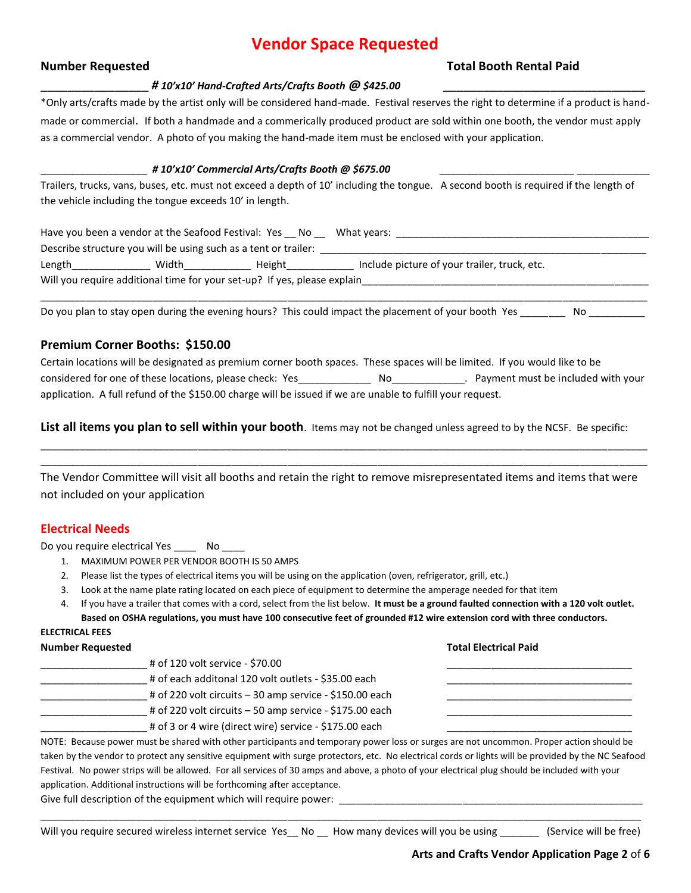# Vendor Space Requested

**Number Requested** **Total Booth Rental Paid**

__________________ ***# 10'x10' Hand-Crafted Arts/Crafts Booth @ $425.00*** __________________________________

*Only arts/crafts made by the artist only will be considered hand-made. Festival reserves the right to determine if a product is hand-made or commercial. If both a handmade and a commerically produced product are sold within one booth, the vendor must apply as a commercial vendor. A photo of you making the hand-made item must be enclosed with your application.

__________________ ***# 10'x10' Commercial Arts/Crafts Booth @ $675.00*** _______________________ _____________

Trailers, trucks, vans, buses, etc. must not exceed a depth of 10' including the tongue. A second booth is required if the length of the vehicle including the tongue exceeds 10' in length.

Have you been a vendor at the Seafood Festival: Yes __ No __ What years: ____________________________________________

Describe structure you will be using such as a tent or trailer: ____________________________________________________

Length______________ Width____________ Height____________ Include picture of your trailer, truck, etc.

Will you require additional time for your set-up? If yes, please explain__________________________________________________

______________________________________________________________________________________________

Do you plan to stay open during the evening hours? This could impact the placement of your booth Yes ________ No __________

## Premium Corner Booths: $150.00

Certain locations will be designated as premium corner booth spaces. These spaces will be limited. If you would like to be considered for one of these locations, please check: Yes_____________ No_____________. Payment must be included with your application. A full refund of the $150.00 charge will be issued if we are unable to fulfill your request.

**List all items you plan to sell within your booth**. Items may not be changed unless agreed to by the NCSF. Be specific:

______________________________________________________________________________________________

______________________________________________________________________________________________

The Vendor Committee will visit all booths and retain the right to remove misrepresentated items and items that were not included on your application

## Electrical Needs

Do you require electrical Yes ____ No ____

1. MAXIMUM POWER PER VENDOR BOOTH IS 50 AMPS
2. Please list the types of electrical items you will be using on the application (oven, refrigerator, grill, etc.)
3. Look at the name plate rating located on each piece of equipment to determine the amperage needed for that item
4. If you have a trailer that comes with a cord, select from the list below. **It must be a ground faulted connection with a 120 volt outlet. Based on OSHA regulations, you must have 100 consecutive feet of grounded #12 wire extension cord with three conductors.**

**ELECTRICAL FEES**

| Number Requested | | Total Electrical Paid |
|---|---|---|
| ___________________ | # of 120 volt service - $70.00 | _________________________________ |
| ___________________ | # of each additonal 120 volt outlets - $35.00 each | _________________________________ |
| ___________________ | # of 220 volt circuits – 30 amp service - $150.00 each | _________________________________ |
| ___________________ | # of 220 volt circuits – 50 amp service - $175.00 each | _________________________________ |
| ___________________ | # of 3 or 4 wire (direct wire) service - $175.00 each | _________________________________ |

NOTE: Because power must be shared with other participants and temporary power loss or surges are not uncommon. Proper action should be taken by the vendor to protect any sensitive equipment with surge protectors, etc. No electrical cords or lights will be provided by the NC Seafood Festival. No power strips will be allowed. For all services of 30 amps and above, a photo of your electrical plug should be included with your application. Additional instructions will be forthcoming after acceptance.

Give full description of the equipment which will require power: ________________________________________________________

______________________________________________________________________________________________

Will you require secured wireless internet service Yes__ No __ How many devices will you be using _______ (Service will be free)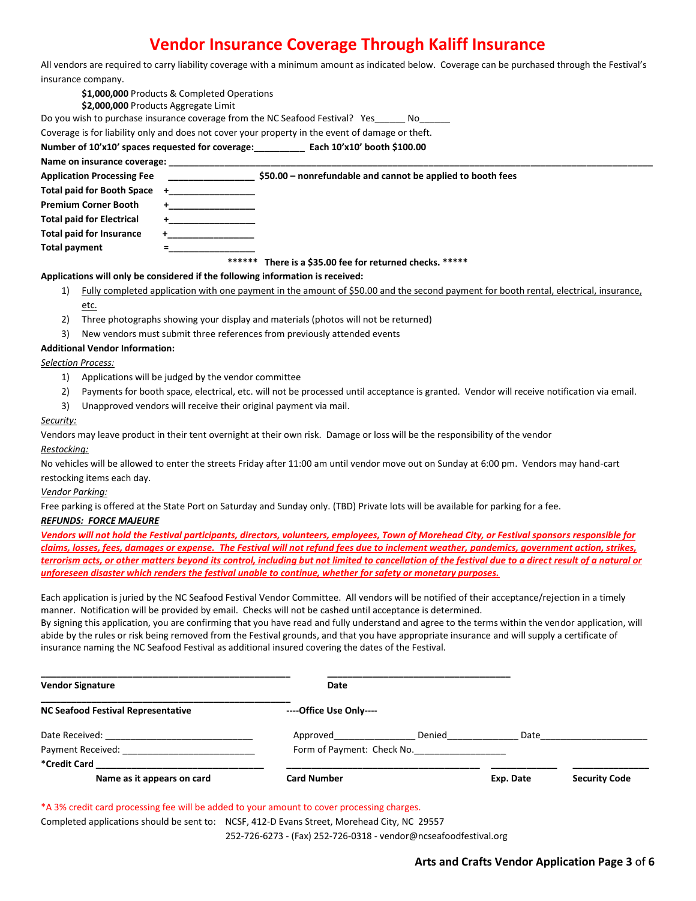# Vendor Insurance Coverage Through Kaliff Insurance

All vendors are required to carry liability coverage with a minimum amount as indicated below. Coverage can be purchased through the Festival's insurance company.

**$1,000,000** Products & Completed Operations
**$2,000,000** Products Aggregate Limit

Do you wish to purchase insurance coverage from the NC Seafood Festival? Yes______ No______

Coverage is for liability only and does not cover your property in the event of damage or theft.

**Number of 10'x10' spaces requested for coverage:__________ Each 10'x10' booth $100.00**

**Name on insurance coverage:** ____________________________________________

**Application Processing Fee** ________________ **$50.00 – nonrefundable and cannot be applied to booth fees**
**Total paid for Booth Space** +________________
**Premium Corner Booth** +________________
**Total paid for Electrical** +________________
**Total paid for Insurance** +________________
**Total payment** =________________

****** **There is a $35.00 fee for returned checks.** *****

**Applications will only be considered if the following information is received:**

1) Fully completed application with one payment in the amount of $50.00 and the second payment for booth rental, electrical, insurance, etc.
2) Three photographs showing your display and materials (photos will not be returned)
3) New vendors must submit three references from previously attended events

**Additional Vendor Information:**

*Selection Process:*

1) Applications will be judged by the vendor committee
2) Payments for booth space, electrical, etc. will not be processed until acceptance is granted. Vendor will receive notification via email.
3) Unapproved vendors will receive their original payment via mail.

*Security:*

Vendors may leave product in their tent overnight at their own risk. Damage or loss will be the responsibility of the vendor

*Restocking:*

No vehicles will be allowed to enter the streets Friday after 11:00 am until vendor move out on Sunday at 6:00 pm. Vendors may hand-cart restocking items each day.

*Vendor Parking:*

Free parking is offered at the State Port on Saturday and Sunday only. (TBD) Private lots will be available for parking for a fee.

***REFUNDS: FORCE MAJEURE***

***Vendors will not hold the Festival participants, directors, volunteers, employees, Town of Morehead City, or Festival sponsors responsible for claims, losses, fees, damages or expense. The Festival will not refund fees due to inclement weather, pandemics, government action, strikes, terrorism acts, or other matters beyond its control, including but not limited to cancellation of the festival due to a direct result of a natural or unforeseen disaster which renders the festival unable to continue, whether for safety or monetary purposes.***

Each application is juried by the NC Seafood Festival Vendor Committee. All vendors will be notified of their acceptance/rejection in a timely manner. Notification will be provided by email. Checks will not be cashed until acceptance is determined.

By signing this application, you are confirming that you have read and fully understand and agree to the terms within the vendor application, will abide by the rules or risk being removed from the Festival grounds, and that you have appropriate insurance and will supply a certificate of insurance naming the NC Seafood Festival as additional insured covering the dates of the Festival.

______________________________ ______________________________
**Vendor Signature** **Date**

______________________________
**NC Seafood Festival Representative** **----Office Use Only----**

Date Received: ______________________ Approved______________ Denied______________ Date__________________

Payment Received: ______________________ Form of Payment: Check No.________________

*__Credit Card__ ______________________ ______________________ ____________ ____________
**Name as it appears on card** **Card Number** **Exp. Date** **Security Code**

*A 3% credit card processing fee will be added to your amount to cover processing charges.

Completed applications should be sent to: NCSF, 412-D Evans Street, Morehead City, NC 29557
252-726-6273 - (Fax) 252-726-0318 - vendor@ncseafoodfestival.org

**Arts and Crafts Vendor Application Page 3 of 6**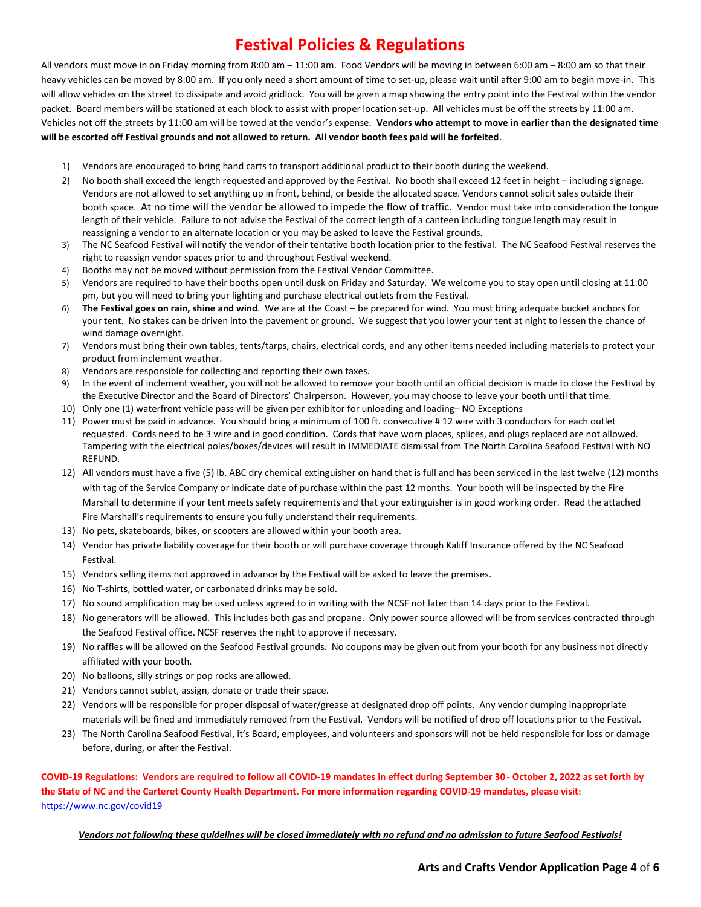# Festival Policies & Regulations

All vendors must move in on Friday morning from 8:00 am – 11:00 am. Food Vendors will be moving in between 6:00 am – 8:00 am so that their heavy vehicles can be moved by 8:00 am. If you only need a short amount of time to set-up, please wait until after 9:00 am to begin move-in. This will allow vehicles on the street to dissipate and avoid gridlock. You will be given a map showing the entry point into the Festival within the vendor packet. Board members will be stationed at each block to assist with proper location set-up. All vehicles must be off the streets by 11:00 am. Vehicles not off the streets by 11:00 am will be towed at the vendor's expense. **Vendors who attempt to move in earlier than the designated time will be escorted off Festival grounds and not allowed to return. All vendor booth fees paid will be forfeited**.

1) Vendors are encouraged to bring hand carts to transport additional product to their booth during the weekend.
2) No booth shall exceed the length requested and approved by the Festival. No booth shall exceed 12 feet in height – including signage. Vendors are not allowed to set anything up in front, behind, or beside the allocated space. Vendors cannot solicit sales outside their booth space. At no time will the vendor be allowed to impede the flow of traffic. Vendor must take into consideration the tongue length of their vehicle. Failure to not advise the Festival of the correct length of a canteen including tongue length may result in reassigning a vendor to an alternate location or you may be asked to leave the Festival grounds.
3) The NC Seafood Festival will notify the vendor of their tentative booth location prior to the festival. The NC Seafood Festival reserves the right to reassign vendor spaces prior to and throughout Festival weekend.
4) Booths may not be moved without permission from the Festival Vendor Committee.
5) Vendors are required to have their booths open until dusk on Friday and Saturday. We welcome you to stay open until closing at 11:00 pm, but you will need to bring your lighting and purchase electrical outlets from the Festival.
6) **The Festival goes on rain, shine and wind**. We are at the Coast – be prepared for wind. You must bring adequate bucket anchors for your tent. No stakes can be driven into the pavement or ground. We suggest that you lower your tent at night to lessen the chance of wind damage overnight.
7) Vendors must bring their own tables, tents/tarps, chairs, electrical cords, and any other items needed including materials to protect your product from inclement weather.
8) Vendors are responsible for collecting and reporting their own taxes.
9) In the event of inclement weather, you will not be allowed to remove your booth until an official decision is made to close the Festival by the Executive Director and the Board of Directors' Chairperson. However, you may choose to leave your booth until that time.
10) Only one (1) waterfront vehicle pass will be given per exhibitor for unloading and loading– NO Exceptions
11) Power must be paid in advance. You should bring a minimum of 100 ft. consecutive # 12 wire with 3 conductors for each outlet requested. Cords need to be 3 wire and in good condition. Cords that have worn places, splices, and plugs replaced are not allowed. Tampering with the electrical poles/boxes/devices will result in IMMEDIATE dismissal from The North Carolina Seafood Festival with NO REFUND.
12) All vendors must have a five (5) lb. ABC dry chemical extinguisher on hand that is full and has been serviced in the last twelve (12) months with tag of the Service Company or indicate date of purchase within the past 12 months. Your booth will be inspected by the Fire Marshall to determine if your tent meets safety requirements and that your extinguisher is in good working order. Read the attached Fire Marshall's requirements to ensure you fully understand their requirements.
13) No pets, skateboards, bikes, or scooters are allowed within your booth area.
14) Vendor has private liability coverage for their booth or will purchase coverage through Kaliff Insurance offered by the NC Seafood Festival.
15) Vendors selling items not approved in advance by the Festival will be asked to leave the premises.
16) No T-shirts, bottled water, or carbonated drinks may be sold.
17) No sound amplification may be used unless agreed to in writing with the NCSF not later than 14 days prior to the Festival.
18) No generators will be allowed. This includes both gas and propane. Only power source allowed will be from services contracted through the Seafood Festival office. NCSF reserves the right to approve if necessary.
19) No raffles will be allowed on the Seafood Festival grounds. No coupons may be given out from your booth for any business not directly affiliated with your booth.
20) No balloons, silly strings or pop rocks are allowed.
21) Vendors cannot sublet, assign, donate or trade their space.
22) Vendors will be responsible for proper disposal of water/grease at designated drop off points. Any vendor dumping inappropriate materials will be fined and immediately removed from the Festival. Vendors will be notified of drop off locations prior to the Festival.
23) The North Carolina Seafood Festival, it's Board, employees, and volunteers and sponsors will not be held responsible for loss or damage before, during, or after the Festival.

**COVID-19 Regulations: Vendors are required to follow all COVID-19 mandates in effect during September 30 - October 2, 2022 as set forth by the State of NC and the Carteret County Health Department. For more information regarding COVID-19 mandates, please visit:** https://www.nc.gov/covid19

***Vendors not following these guidelines will be closed immediately with no refund and no admission to future Seafood Festivals!***

**Arts and Crafts Vendor Application Page 4 of 6**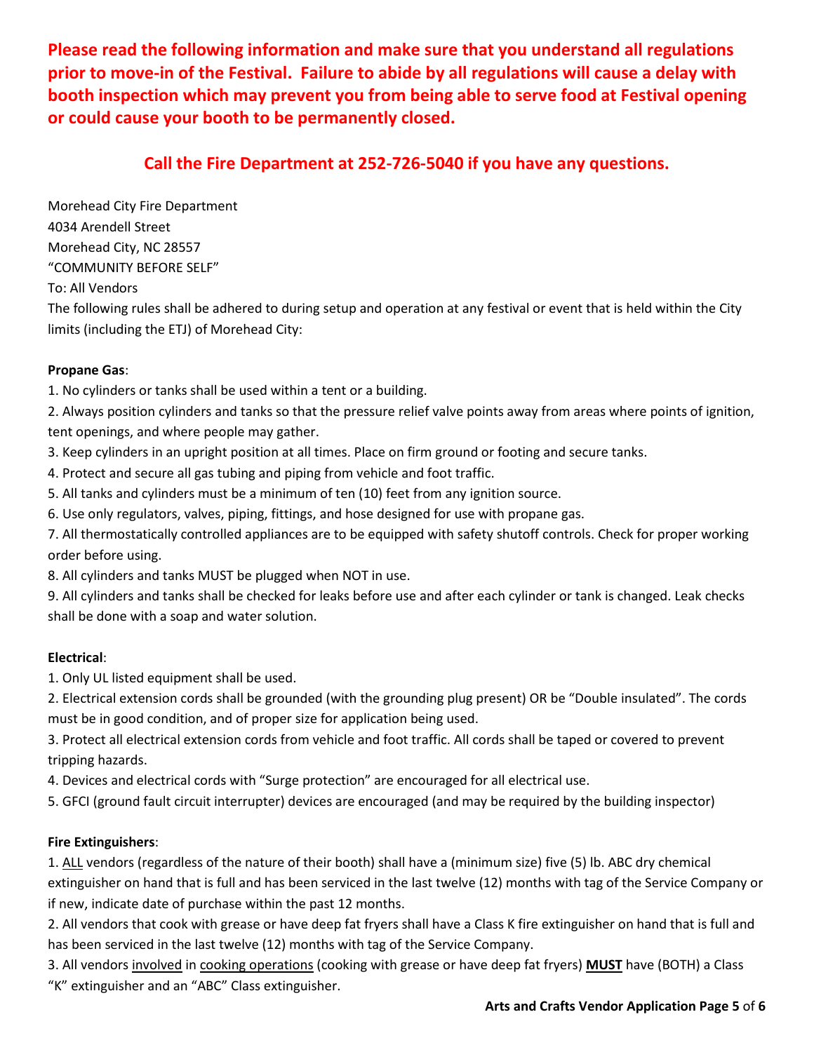**Please read the following information and make sure that you understand all regulations prior to move-in of the Festival. Failure to abide by all regulations will cause a delay with booth inspection which may prevent you from being able to serve food at Festival opening or could cause your booth to be permanently closed.**

**Call the Fire Department at 252-726-5040 if you have any questions.**

Morehead City Fire Department
4034 Arendell Street
Morehead City, NC 28557
"COMMUNITY BEFORE SELF"
To: All Vendors
The following rules shall be adhered to during setup and operation at any festival or event that is held within the City limits (including the ETJ) of Morehead City:

**Propane Gas**:

1. No cylinders or tanks shall be used within a tent or a building.
2. Always position cylinders and tanks so that the pressure relief valve points away from areas where points of ignition, tent openings, and where people may gather.
3. Keep cylinders in an upright position at all times. Place on firm ground or footing and secure tanks.
4. Protect and secure all gas tubing and piping from vehicle and foot traffic.
5. All tanks and cylinders must be a minimum of ten (10) feet from any ignition source.
6. Use only regulators, valves, piping, fittings, and hose designed for use with propane gas.
7. All thermostatically controlled appliances are to be equipped with safety shutoff controls. Check for proper working order before using.
8. All cylinders and tanks MUST be plugged when NOT in use.
9. All cylinders and tanks shall be checked for leaks before use and after each cylinder or tank is changed. Leak checks shall be done with a soap and water solution.

**Electrical**:

1. Only UL listed equipment shall be used.
2. Electrical extension cords shall be grounded (with the grounding plug present) OR be "Double insulated". The cords must be in good condition, and of proper size for application being used.
3. Protect all electrical extension cords from vehicle and foot traffic. All cords shall be taped or covered to prevent tripping hazards.
4. Devices and electrical cords with "Surge protection" are encouraged for all electrical use.
5. GFCI (ground fault circuit interrupter) devices are encouraged (and may be required by the building inspector)

**Fire Extinguishers**:

1. ALL vendors (regardless of the nature of their booth) shall have a (minimum size) five (5) lb. ABC dry chemical extinguisher on hand that is full and has been serviced in the last twelve (12) months with tag of the Service Company or if new, indicate date of purchase within the past 12 months.
2. All vendors that cook with grease or have deep fat fryers shall have a Class K fire extinguisher on hand that is full and has been serviced in the last twelve (12) months with tag of the Service Company.
3. All vendors involved in cooking operations (cooking with grease or have deep fat fryers) **MUST** have (BOTH) a Class "K" extinguisher and an "ABC" Class extinguisher.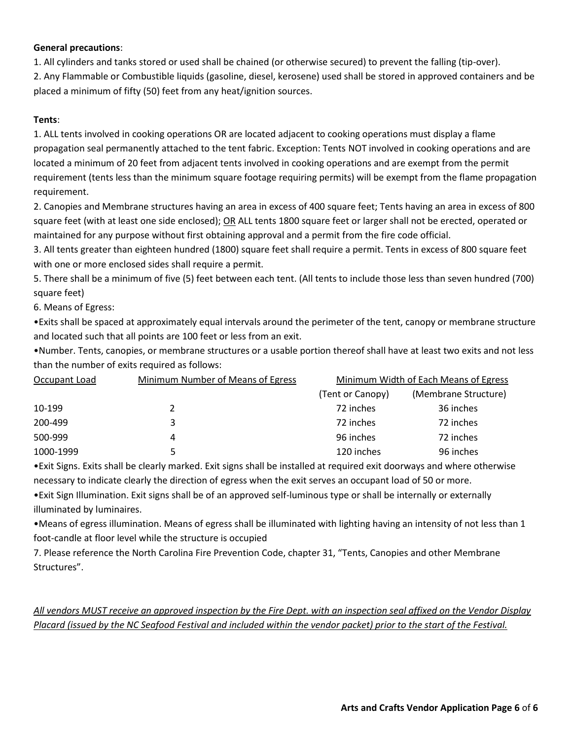**General precautions**:

1. All cylinders and tanks stored or used shall be chained (or otherwise secured) to prevent the falling (tip-over).
2. Any Flammable or Combustible liquids (gasoline, diesel, kerosene) used shall be stored in approved containers and be placed a minimum of fifty (50) feet from any heat/ignition sources.

**Tents**:

1. ALL tents involved in cooking operations OR are located adjacent to cooking operations must display a flame propagation seal permanently attached to the tent fabric. Exception: Tents NOT involved in cooking operations and are located a minimum of 20 feet from adjacent tents involved in cooking operations and are exempt from the permit requirement (tents less than the minimum square footage requiring permits) will be exempt from the flame propagation requirement.
2. Canopies and Membrane structures having an area in excess of 400 square feet; Tents having an area in excess of 800 square feet (with at least one side enclosed); <u>OR</u> ALL tents 1800 square feet or larger shall not be erected, operated or maintained for any purpose without first obtaining approval and a permit from the fire code official.
3. All tents greater than eighteen hundred (1800) square feet shall require a permit. Tents in excess of 800 square feet with one or more enclosed sides shall require a permit.

5. There shall be a minimum of five (5) feet between each tent. (All tents to include those less than seven hundred (700) square feet)
6. Means of Egress:

•Exits shall be spaced at approximately equal intervals around the perimeter of the tent, canopy or membrane structure and located such that all points are 100 feet or less from an exit.

•Number. Tents, canopies, or membrane structures or a usable portion thereof shall have at least two exits and not less than the number of exits required as follows:

| Occupant Load | Minimum Number of Means of Egress | Minimum Width of Each Means of Egress | |
|---|---|---|---|
| | | (Tent or Canopy) | (Membrane Structure) |
| 10-199 | 2 | 72 inches | 36 inches |
| 200-499 | 3 | 72 inches | 72 inches |
| 500-999 | 4 | 96 inches | 72 inches |
| 1000-1999 | 5 | 120 inches | 96 inches |

•Exit Signs. Exits shall be clearly marked. Exit signs shall be installed at required exit doorways and where otherwise necessary to indicate clearly the direction of egress when the exit serves an occupant load of 50 or more.

•Exit Sign Illumination. Exit signs shall be of an approved self-luminous type or shall be internally or externally illuminated by luminaires.

•Means of egress illumination. Means of egress shall be illuminated with lighting having an intensity of not less than 1 foot-candle at floor level while the structure is occupied

7. Please reference the North Carolina Fire Prevention Code, chapter 31, "Tents, Canopies and other Membrane Structures".

*<u>All vendors MUST receive an approved inspection by the Fire Dept. with an inspection seal affixed on the Vendor Display Placard (issued by the NC Seafood Festival and included within the vendor packet) prior to the start of the Festival.</u>*